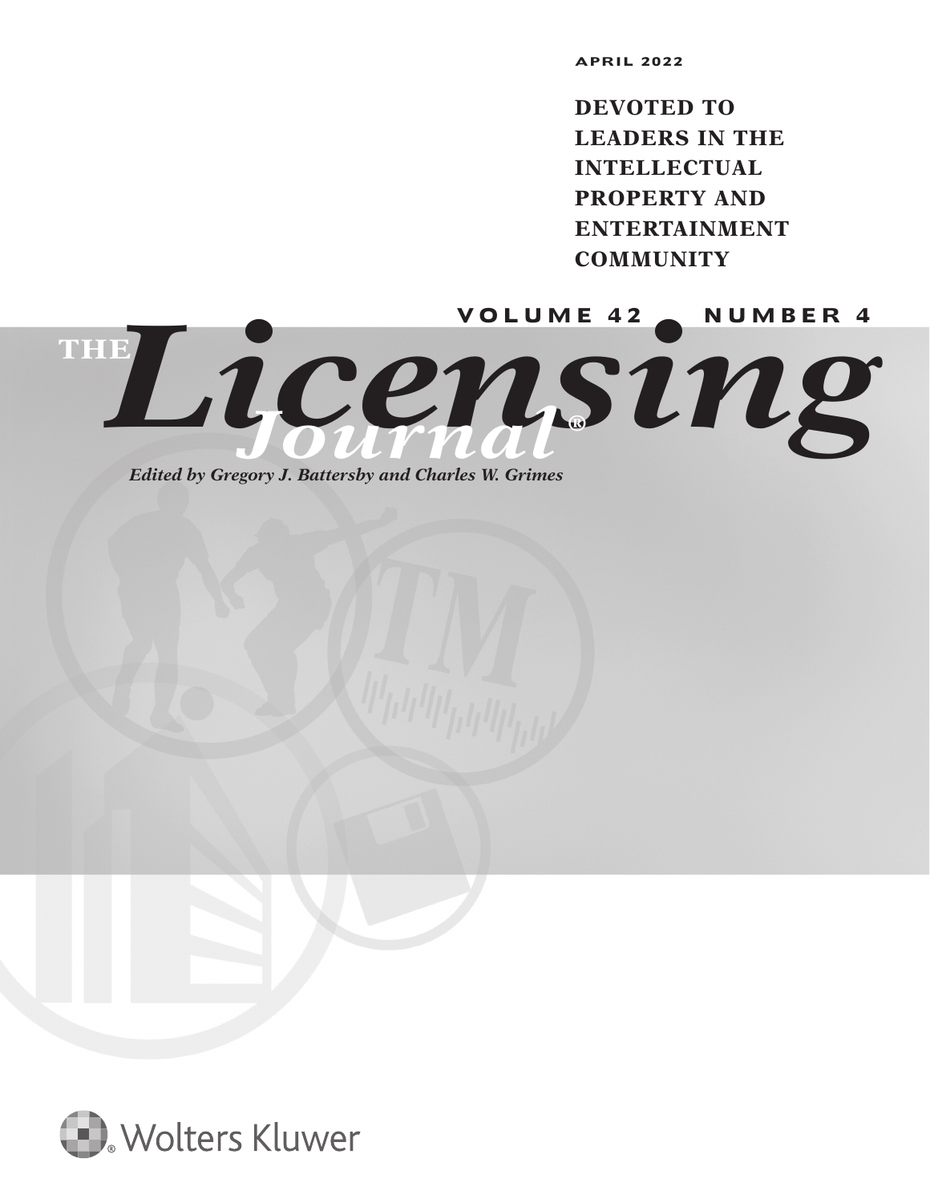**APRIL 2022**

**DEVOTED TO LEADERS IN THE INTELLECTUAL PROPERTY AND ENTERTAINMENT COMMUNITY**

**VOLUME 42 • NUMBER 4**

# THE *Licensing Journal*®

*Edited by Gregory J. Battersby and Charles W. Grimes*

Wolters Kluwer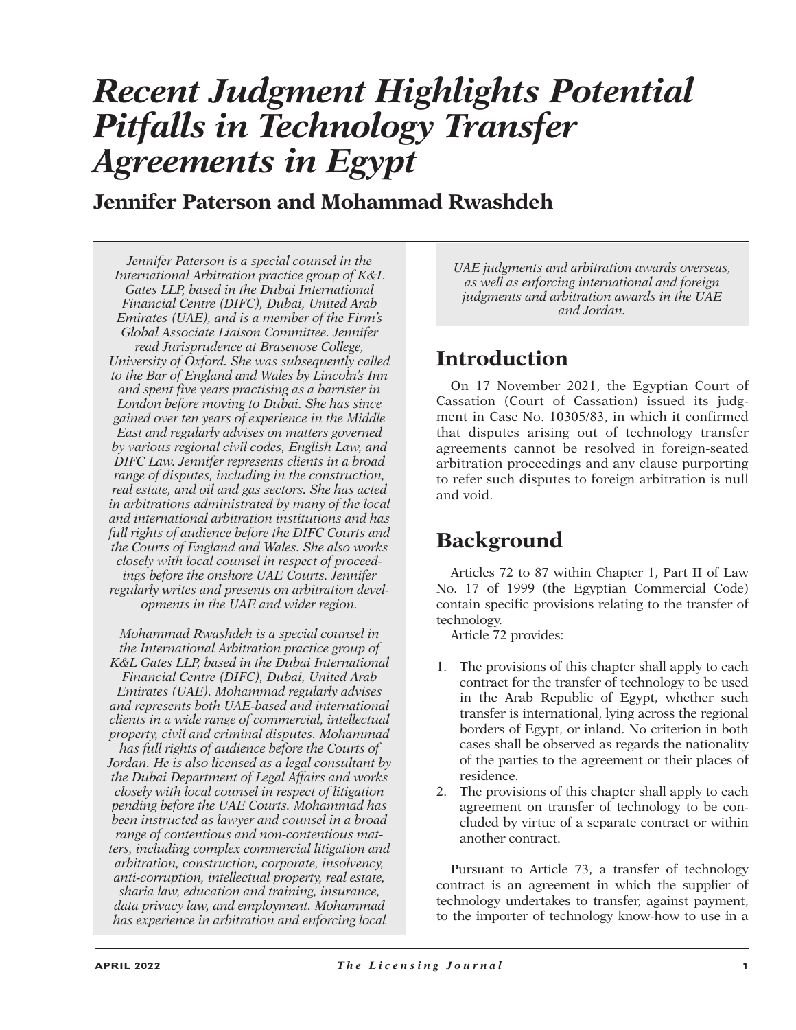# Recent Judgment Highlights Potential Pitfalls in Technology Transfer Agreements in Egypt

## Jennifer Paterson and Mohammad Rwashdeh

*Jennifer Paterson is a special counsel in the International Arbitration practice group of K&L Gates LLP, based in the Dubai International Financial Centre (DIFC), Dubai, United Arab Emirates (UAE), and is a member of the Firm's Global Associate Liaison Committee. Jennifer read Jurisprudence at Brasenose College, University of Oxford. She was subsequently called to the Bar of England and Wales by Lincoln's Inn and spent five years practising as a barrister in London before moving to Dubai. She has since gained over ten years of experience in the Middle East and regularly advises on matters governed by various regional civil codes, English Law, and DIFC Law. Jennifer represents clients in a broad range of disputes, including in the construction, real estate, and oil and gas sectors. She has acted in arbitrations administrated by many of the local and international arbitration institutions and has full rights of audience before the DIFC Courts and the Courts of England and Wales. She also works closely with local counsel in respect of proceedings before the onshore UAE Courts. Jennifer regularly writes and presents on arbitration developments in the UAE and wider region.*

*Mohammad Rwashdeh is a special counsel in the International Arbitration practice group of K&L Gates LLP, based in the Dubai International Financial Centre (DIFC), Dubai, United Arab Emirates (UAE). Mohammad regularly advises and represents both UAE-based and international clients in a wide range of commercial, intellectual property, civil and criminal disputes. Mohammad has full rights of audience before the Courts of Jordan. He is also licensed as a legal consultant by the Dubai Department of Legal Affairs and works closely with local counsel in respect of litigation pending before the UAE Courts. Mohammad has been instructed as lawyer and counsel in a broad range of contentious and non-contentious matters, including complex commercial litigation and arbitration, construction, corporate, insolvency, anti-corruption, intellectual property, real estate, sharia law, education and training, insurance, data privacy law, and employment. Mohammad has experience in arbitration and enforcing local UAE judgments and arbitration awards overseas, as well as enforcing international and foreign judgments and arbitration awards in the UAE and Jordan.*

## Introduction

On 17 November 2021, the Egyptian Court of Cassation (Court of Cassation) issued its judgment in Case No. 10305/83, in which it confirmed that disputes arising out of technology transfer agreements cannot be resolved in foreign-seated arbitration proceedings and any clause purporting to refer such disputes to foreign arbitration is null and void.

## Background

Articles 72 to 87 within Chapter 1, Part II of Law No. 17 of 1999 (the Egyptian Commercial Code) contain specific provisions relating to the transfer of technology.

Article 72 provides:

1. The provisions of this chapter shall apply to each contract for the transfer of technology to be used in the Arab Republic of Egypt, whether such transfer is international, lying across the regional borders of Egypt, or inland. No criterion in both cases shall be observed as regards the nationality of the parties to the agreement or their places of residence.
2. The provisions of this chapter shall apply to each agreement on transfer of technology to be concluded by virtue of a separate contract or within another contract.

Pursuant to Article 73, a transfer of technology contract is an agreement in which the supplier of technology undertakes to transfer, against payment, to the importer of technology know-how to use in a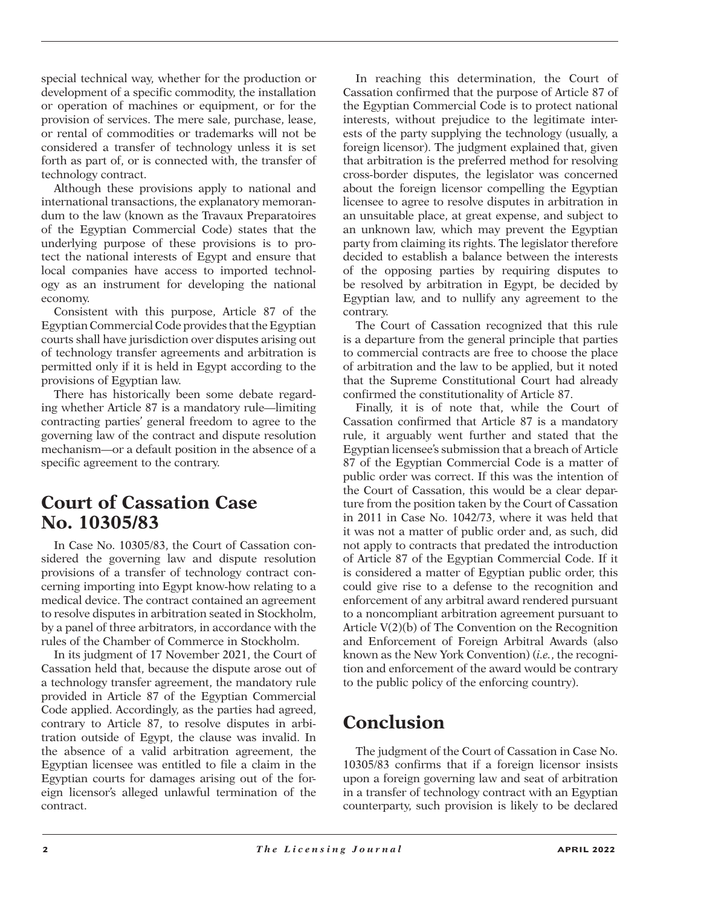special technical way, whether for the production or development of a specific commodity, the installation or operation of machines or equipment, or for the provision of services. The mere sale, purchase, lease, or rental of commodities or trademarks will not be considered a transfer of technology unless it is set forth as part of, or is connected with, the transfer of technology contract.

Although these provisions apply to national and international transactions, the explanatory memorandum to the law (known as the Travaux Preparatoires of the Egyptian Commercial Code) states that the underlying purpose of these provisions is to protect the national interests of Egypt and ensure that local companies have access to imported technology as an instrument for developing the national economy.

Consistent with this purpose, Article 87 of the Egyptian Commercial Code provides that the Egyptian courts shall have jurisdiction over disputes arising out of technology transfer agreements and arbitration is permitted only if it is held in Egypt according to the provisions of Egyptian law.

There has historically been some debate regarding whether Article 87 is a mandatory rule—limiting contracting parties' general freedom to agree to the governing law of the contract and dispute resolution mechanism—or a default position in the absence of a specific agreement to the contrary.

## Court of Cassation Case No. 10305/83

In Case No. 10305/83, the Court of Cassation considered the governing law and dispute resolution provisions of a transfer of technology contract concerning importing into Egypt know-how relating to a medical device. The contract contained an agreement to resolve disputes in arbitration seated in Stockholm, by a panel of three arbitrators, in accordance with the rules of the Chamber of Commerce in Stockholm.

In its judgment of 17 November 2021, the Court of Cassation held that, because the dispute arose out of a technology transfer agreement, the mandatory rule provided in Article 87 of the Egyptian Commercial Code applied. Accordingly, as the parties had agreed, contrary to Article 87, to resolve disputes in arbitration outside of Egypt, the clause was invalid. In the absence of a valid arbitration agreement, the Egyptian licensee was entitled to file a claim in the Egyptian courts for damages arising out of the foreign licensor's alleged unlawful termination of the contract.

In reaching this determination, the Court of Cassation confirmed that the purpose of Article 87 of the Egyptian Commercial Code is to protect national interests, without prejudice to the legitimate interests of the party supplying the technology (usually, a foreign licensor). The judgment explained that, given that arbitration is the preferred method for resolving cross-border disputes, the legislator was concerned about the foreign licensor compelling the Egyptian licensee to agree to resolve disputes in arbitration in an unsuitable place, at great expense, and subject to an unknown law, which may prevent the Egyptian party from claiming its rights. The legislator therefore decided to establish a balance between the interests of the opposing parties by requiring disputes to be resolved by arbitration in Egypt, be decided by Egyptian law, and to nullify any agreement to the contrary.

The Court of Cassation recognized that this rule is a departure from the general principle that parties to commercial contracts are free to choose the place of arbitration and the law to be applied, but it noted that the Supreme Constitutional Court had already confirmed the constitutionality of Article 87.

Finally, it is of note that, while the Court of Cassation confirmed that Article 87 is a mandatory rule, it arguably went further and stated that the Egyptian licensee's submission that a breach of Article 87 of the Egyptian Commercial Code is a matter of public order was correct. If this was the intention of the Court of Cassation, this would be a clear departure from the position taken by the Court of Cassation in 2011 in Case No. 1042/73, where it was held that it was not a matter of public order and, as such, did not apply to contracts that predated the introduction of Article 87 of the Egyptian Commercial Code. If it is considered a matter of Egyptian public order, this could give rise to a defense to the recognition and enforcement of any arbitral award rendered pursuant to a noncompliant arbitration agreement pursuant to Article V(2)(b) of The Convention on the Recognition and Enforcement of Foreign Arbitral Awards (also known as the New York Convention) (*i.e.*, the recognition and enforcement of the award would be contrary to the public policy of the enforcing country).

## Conclusion

The judgment of the Court of Cassation in Case No. 10305/83 confirms that if a foreign licensor insists upon a foreign governing law and seat of arbitration in a transfer of technology contract with an Egyptian counterparty, such provision is likely to be declared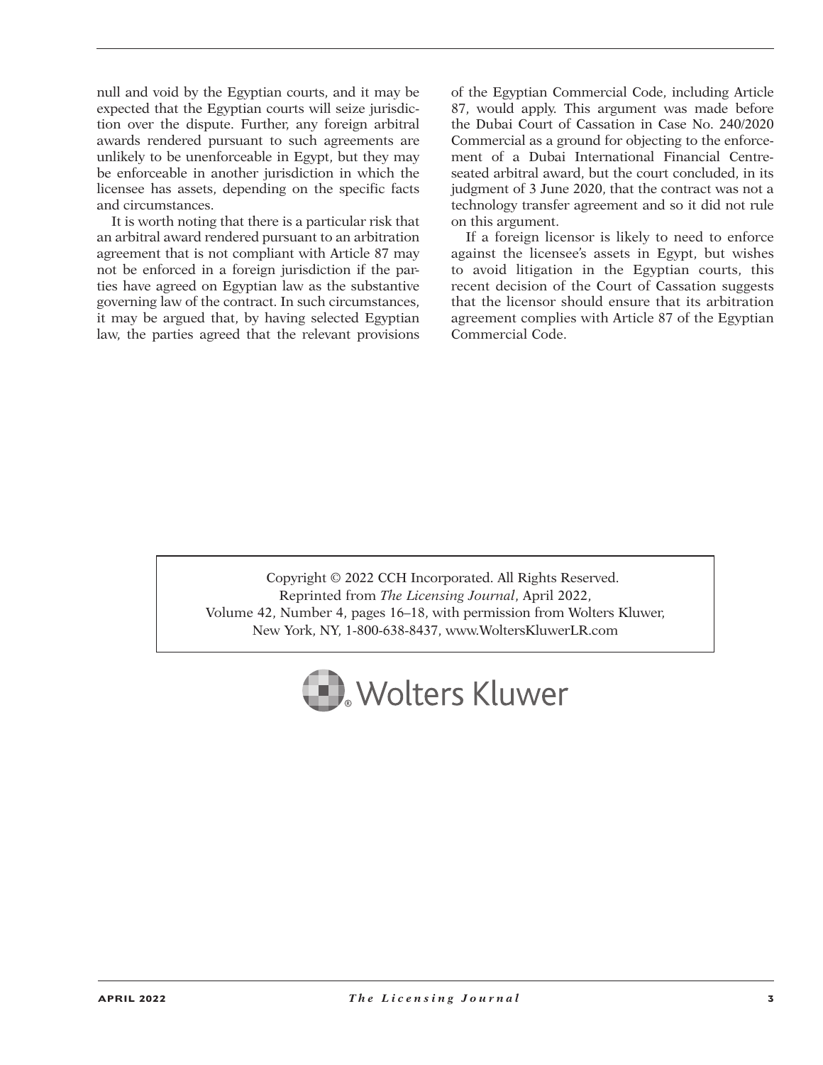null and void by the Egyptian courts, and it may be expected that the Egyptian courts will seize jurisdiction over the dispute. Further, any foreign arbitral awards rendered pursuant to such agreements are unlikely to be unenforceable in Egypt, but they may be enforceable in another jurisdiction in which the licensee has assets, depending on the specific facts and circumstances.

It is worth noting that there is a particular risk that an arbitral award rendered pursuant to an arbitration agreement that is not compliant with Article 87 may not be enforced in a foreign jurisdiction if the parties have agreed on Egyptian law as the substantive governing law of the contract. In such circumstances, it may be argued that, by having selected Egyptian law, the parties agreed that the relevant provisions of the Egyptian Commercial Code, including Article 87, would apply. This argument was made before the Dubai Court of Cassation in Case No. 240/2020 Commercial as a ground for objecting to the enforcement of a Dubai International Financial Centre-seated arbitral award, but the court concluded, in its judgment of 3 June 2020, that the contract was not a technology transfer agreement and so it did not rule on this argument.

If a foreign licensor is likely to need to enforce against the licensee's assets in Egypt, but wishes to avoid litigation in the Egyptian courts, this recent decision of the Court of Cassation suggests that the licensor should ensure that its arbitration agreement complies with Article 87 of the Egyptian Commercial Code.

Copyright © 2022 CCH Incorporated. All Rights Reserved.
Reprinted from *The Licensing Journal*, April 2022,
Volume 42, Number 4, pages 16–18, with permission from Wolters Kluwer,
New York, NY, 1-800-638-8437, www.WoltersKluwerLR.com

Wolters Kluwer